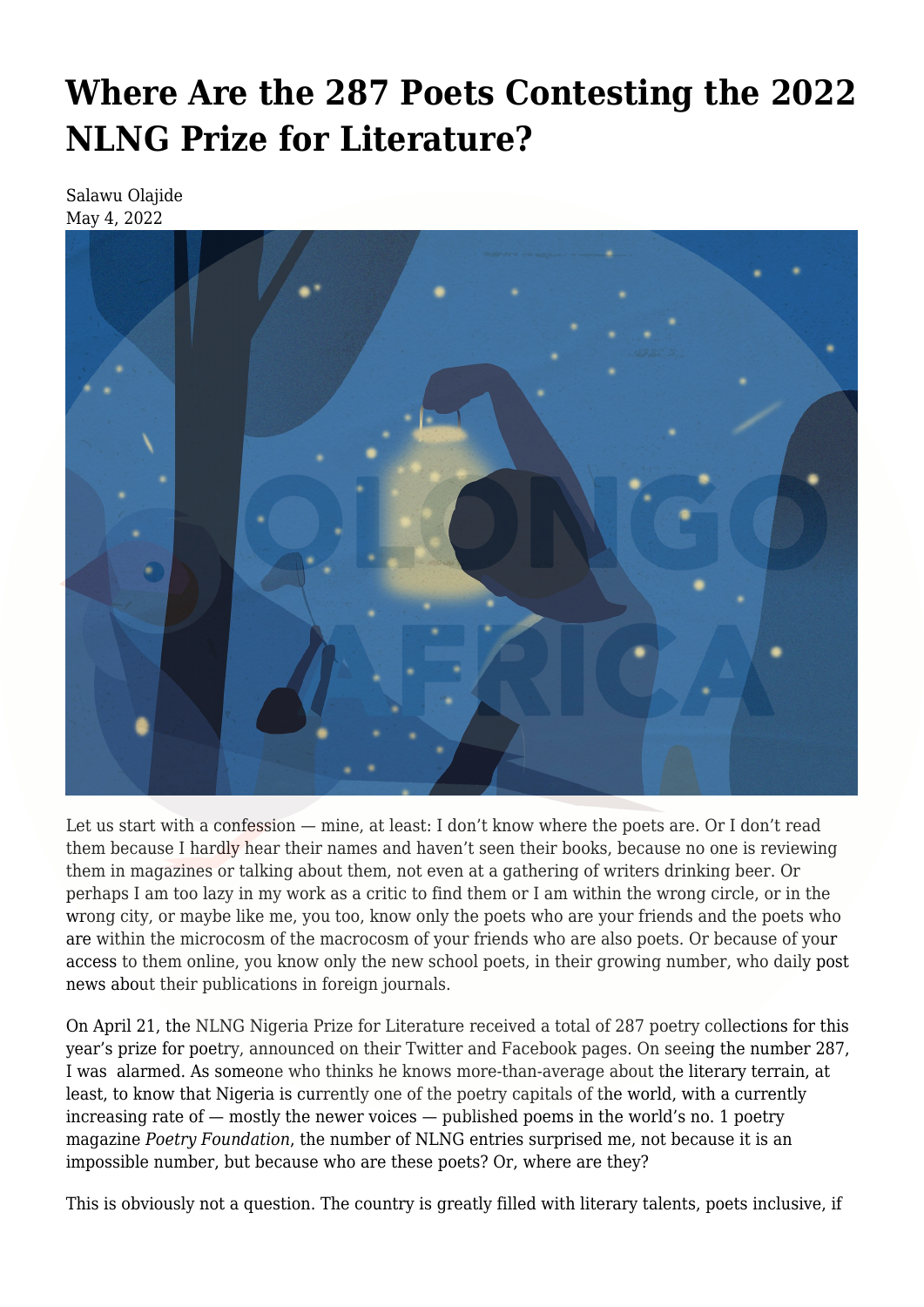# Where Are the 287 Poets Contesting the 2022 NLNG Prize for Literature?

Salawu Olajide
May 4, 2022

Let us start with a confession — mine, at least: I don't know where the poets are. Or I don't read them because I hardly hear their names and haven't seen their books, because no one is reviewing them in magazines or talking about them, not even at a gathering of writers drinking beer. Or perhaps I am too lazy in my work as a critic to find them or I am within the wrong circle, or in the wrong city, or maybe like me, you too, know only the poets who are your friends and the poets who are within the microcosm of the macrocosm of your friends who are also poets. Or because of your access to them online, you know only the new school poets, in their growing number, who daily post news about their publications in foreign journals.

On April 21, the NLNG Nigeria Prize for Literature received a total of 287 poetry collections for this year's prize for poetry, announced on their Twitter and Facebook pages. On seeing the number 287, I was alarmed. As someone who thinks he knows more-than-average about the literary terrain, at least, to know that Nigeria is currently one of the poetry capitals of the world, with a currently increasing rate of — mostly the newer voices — published poems in the world's no. 1 poetry magazine *Poetry Foundation*, the number of NLNG entries surprised me, not because it is an impossible number, but because who are these poets? Or, where are they?

This is obviously not a question. The country is greatly filled with literary talents, poets inclusive, if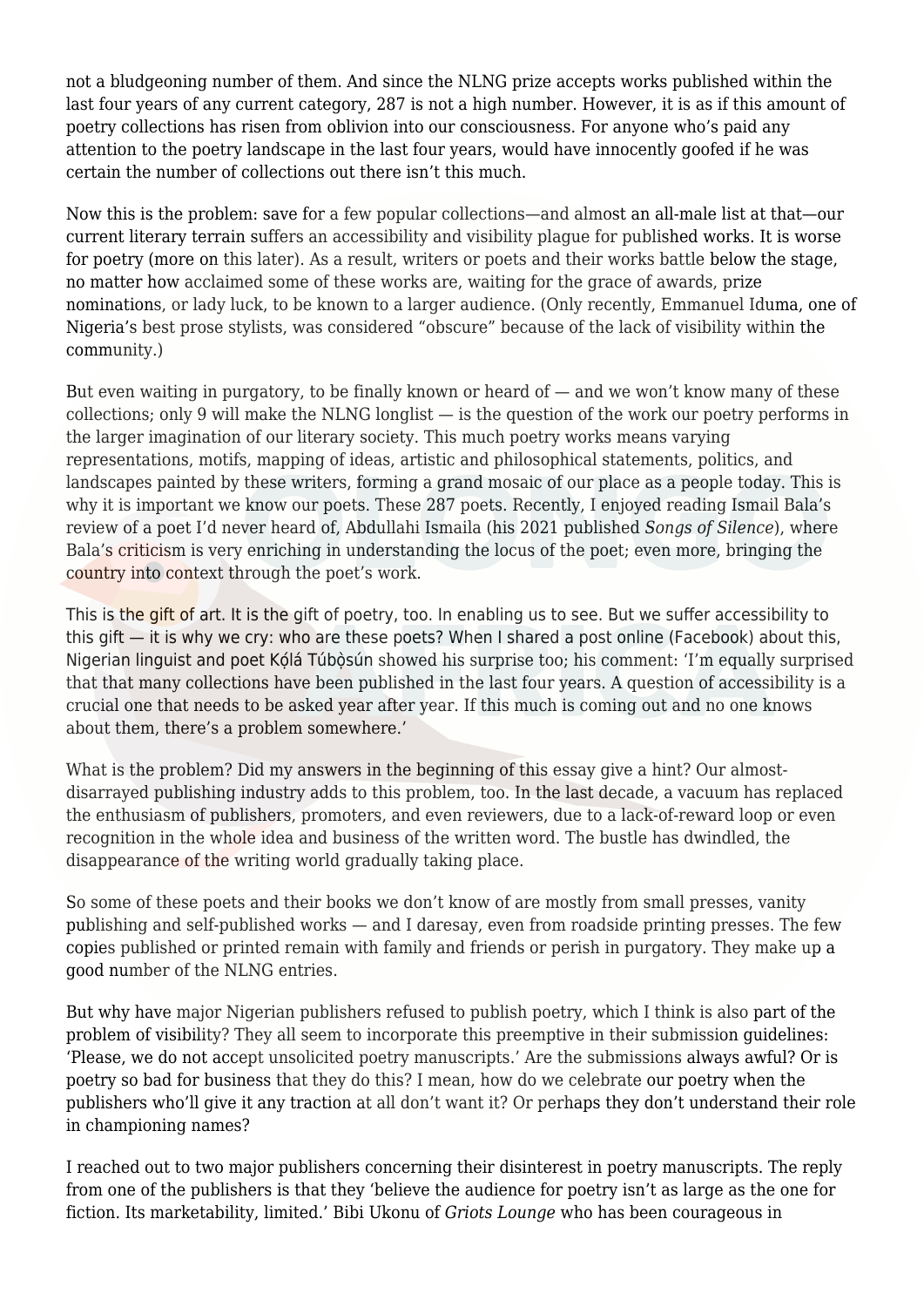not a bludgeoning number of them. And since the NLNG prize accepts works published within the last four years of any current category, 287 is not a high number. However, it is as if this amount of poetry collections has risen from oblivion into our consciousness. For anyone who's paid any attention to the poetry landscape in the last four years, would have innocently goofed if he was certain the number of collections out there isn't this much.

Now this is the problem: save for a few popular collections—and almost an all-male list at that—our current literary terrain suffers an accessibility and visibility plague for published works. It is worse for poetry (more on this later). As a result, writers or poets and their works battle below the stage, no matter how acclaimed some of these works are, waiting for the grace of awards, prize nominations, or lady luck, to be known to a larger audience. (Only recently, Emmanuel Iduma, one of Nigeria's best prose stylists, was considered "obscure" because of the lack of visibility within the community.)

But even waiting in purgatory, to be finally known or heard of — and we won't know many of these collections; only 9 will make the NLNG longlist — is the question of the work our poetry performs in the larger imagination of our literary society. This much poetry works means varying representations, motifs, mapping of ideas, artistic and philosophical statements, politics, and landscapes painted by these writers, forming a grand mosaic of our place as a people today. This is why it is important we know our poets. These 287 poets. Recently, I enjoyed reading Ismail Bala's review of a poet I'd never heard of, Abdullahi Ismaila (his 2021 published *Songs of Silence*), where Bala's criticism is very enriching in understanding the locus of the poet; even more, bringing the country into context through the poet's work.

This is the gift of art. It is the gift of poetry, too. In enabling us to see. But we suffer accessibility to this gift — it is why we cry: who are these poets? When I shared a post online (Facebook) about this, Nigerian linguist and poet Kọ́lá Túbọ̀sún showed his surprise too; his comment: 'I'm equally surprised that that many collections have been published in the last four years. A question of accessibility is a crucial one that needs to be asked year after year. If this much is coming out and no one knows about them, there's a problem somewhere.'

What is the problem? Did my answers in the beginning of this essay give a hint? Our almost-disarrayed publishing industry adds to this problem, too. In the last decade, a vacuum has replaced the enthusiasm of publishers, promoters, and even reviewers, due to a lack-of-reward loop or even recognition in the whole idea and business of the written word. The bustle has dwindled, the disappearance of the writing world gradually taking place.

So some of these poets and their books we don't know of are mostly from small presses, vanity publishing and self-published works — and I daresay, even from roadside printing presses. The few copies published or printed remain with family and friends or perish in purgatory. They make up a good number of the NLNG entries.

But why have major Nigerian publishers refused to publish poetry, which I think is also part of the problem of visibility? They all seem to incorporate this preemptive in their submission guidelines: 'Please, we do not accept unsolicited poetry manuscripts.' Are the submissions always awful? Or is poetry so bad for business that they do this? I mean, how do we celebrate our poetry when the publishers who'll give it any traction at all don't want it? Or perhaps they don't understand their role in championing names?

I reached out to two major publishers concerning their disinterest in poetry manuscripts. The reply from one of the publishers is that they 'believe the audience for poetry isn't as large as the one for fiction. Its marketability, limited.' Bibi Ukonu of *Griots Lounge* who has been courageous in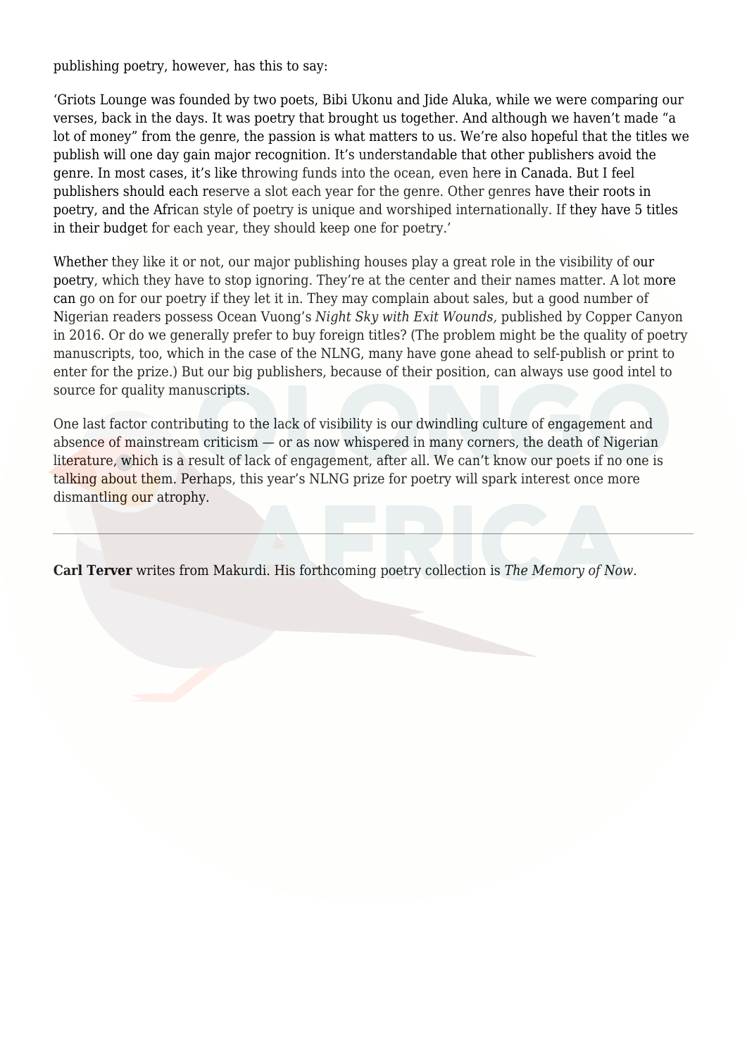publishing poetry, however, has this to say:

'Griots Lounge was founded by two poets, Bibi Ukonu and Jide Aluka, while we were comparing our verses, back in the days. It was poetry that brought us together. And although we haven't made "a lot of money" from the genre, the passion is what matters to us. We're also hopeful that the titles we publish will one day gain major recognition. It's understandable that other publishers avoid the genre. In most cases, it's like throwing funds into the ocean, even here in Canada. But I feel publishers should each reserve a slot each year for the genre. Other genres have their roots in poetry, and the African style of poetry is unique and worshiped internationally. If they have 5 titles in their budget for each year, they should keep one for poetry.'

Whether they like it or not, our major publishing houses play a great role in the visibility of our poetry, which they have to stop ignoring. They're at the center and their names matter. A lot more can go on for our poetry if they let it in. They may complain about sales, but a good number of Nigerian readers possess Ocean Vuong's *Night Sky with Exit Wounds,* published by Copper Canyon in 2016. Or do we generally prefer to buy foreign titles? (The problem might be the quality of poetry manuscripts, too, which in the case of the NLNG, many have gone ahead to self-publish or print to enter for the prize.) But our big publishers, because of their position, can always use good intel to source for quality manuscripts.

One last factor contributing to the lack of visibility is our dwindling culture of engagement and absence of mainstream criticism — or as now whispered in many corners, the death of Nigerian literature, which is a result of lack of engagement, after all. We can't know our poets if no one is talking about them. Perhaps, this year's NLNG prize for poetry will spark interest once more dismantling our atrophy.

---

**Carl Terver** writes from Makurdi. His forthcoming poetry collection is *The Memory of Now*.